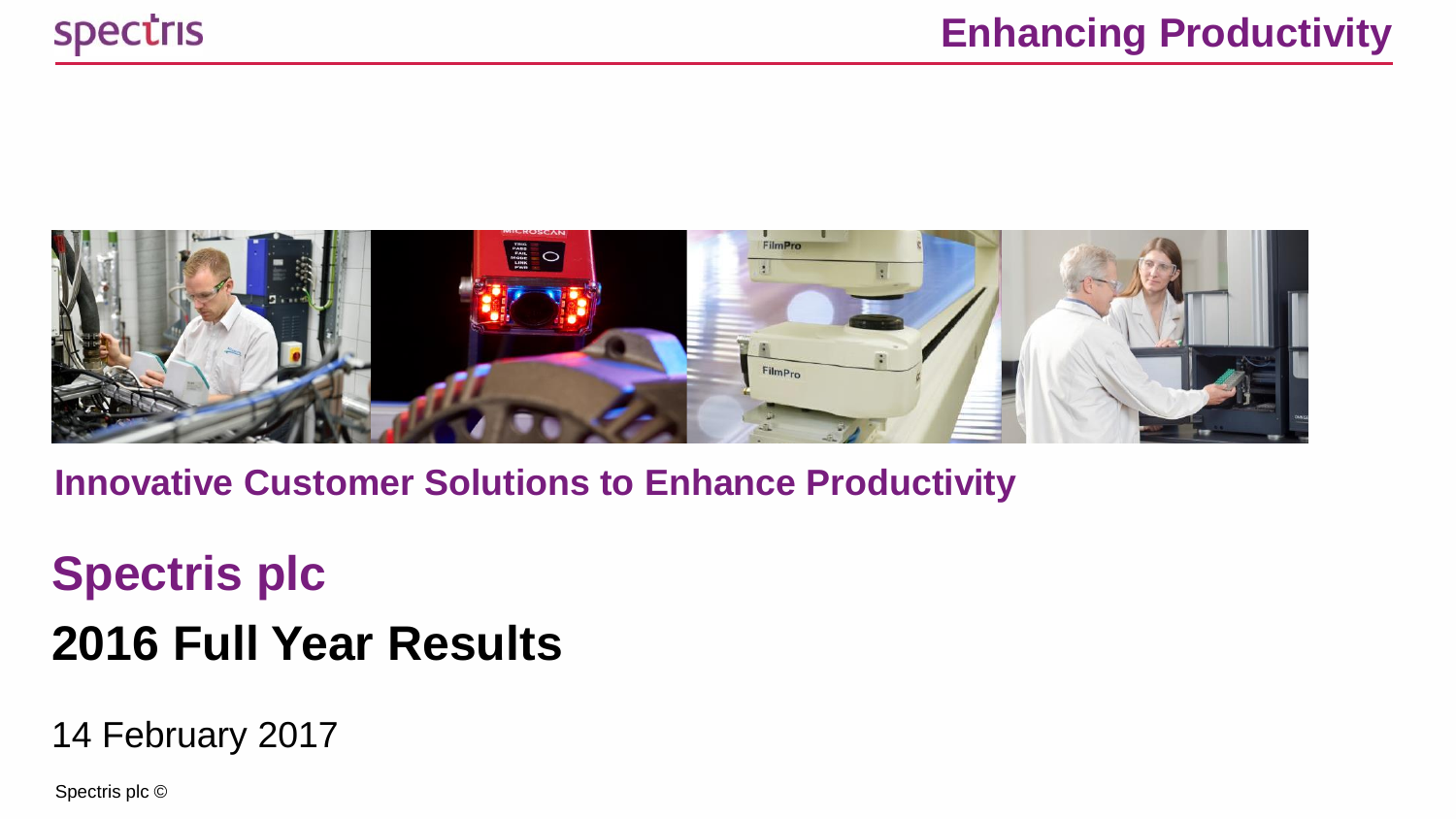spectris

# Enhancing Productivity

**Innovative Customer Solutions to Enhance Productivity**

# Spectris plc

# 2016 Full Year Results

14 February 2017

Spectris plc ©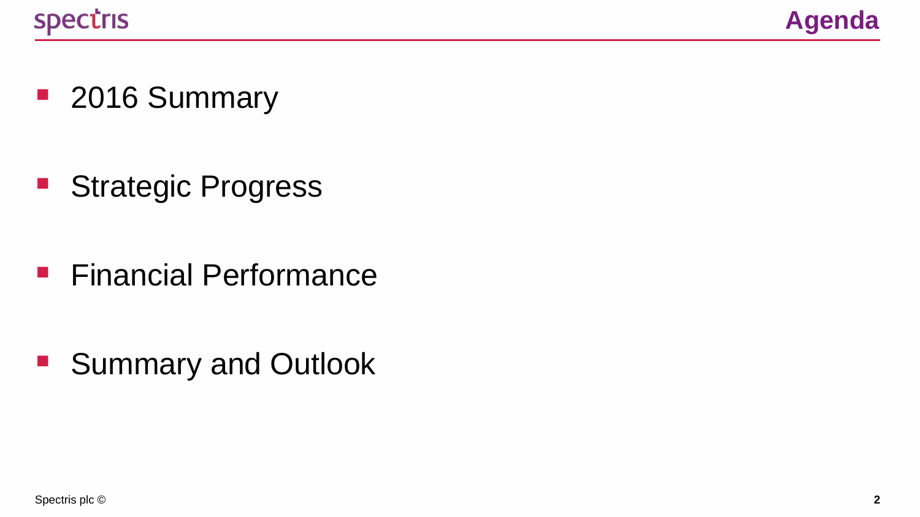# Agenda

- 2016 Summary
- Strategic Progress
- Financial Performance
- Summary and Outlook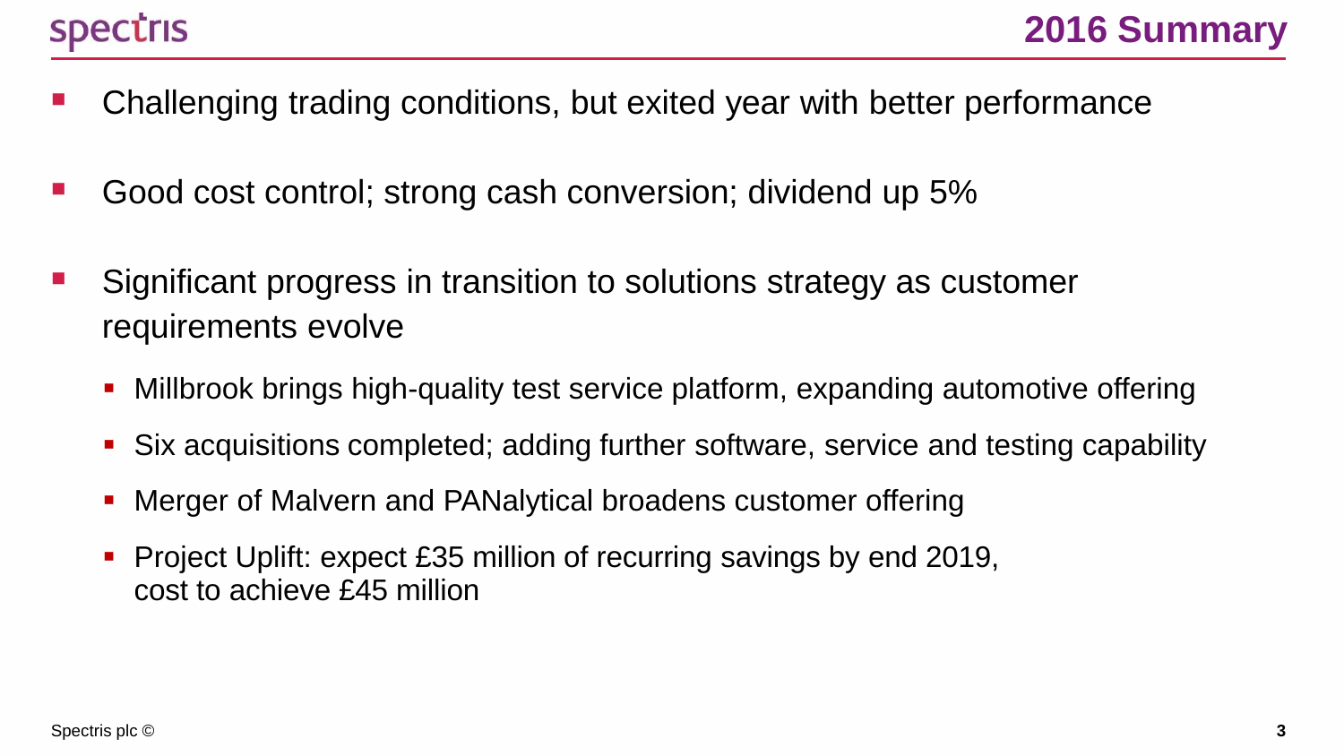# 2016 Summary

- Challenging trading conditions, but exited year with better performance
- Good cost control; strong cash conversion; dividend up 5%
- Significant progress in transition to solutions strategy as customer requirements evolve
  - Millbrook brings high-quality test service platform, expanding automotive offering
  - Six acquisitions completed; adding further software, service and testing capability
  - Merger of Malvern and PANalytical broadens customer offering
  - Project Uplift: expect £35 million of recurring savings by end 2019, cost to achieve £45 million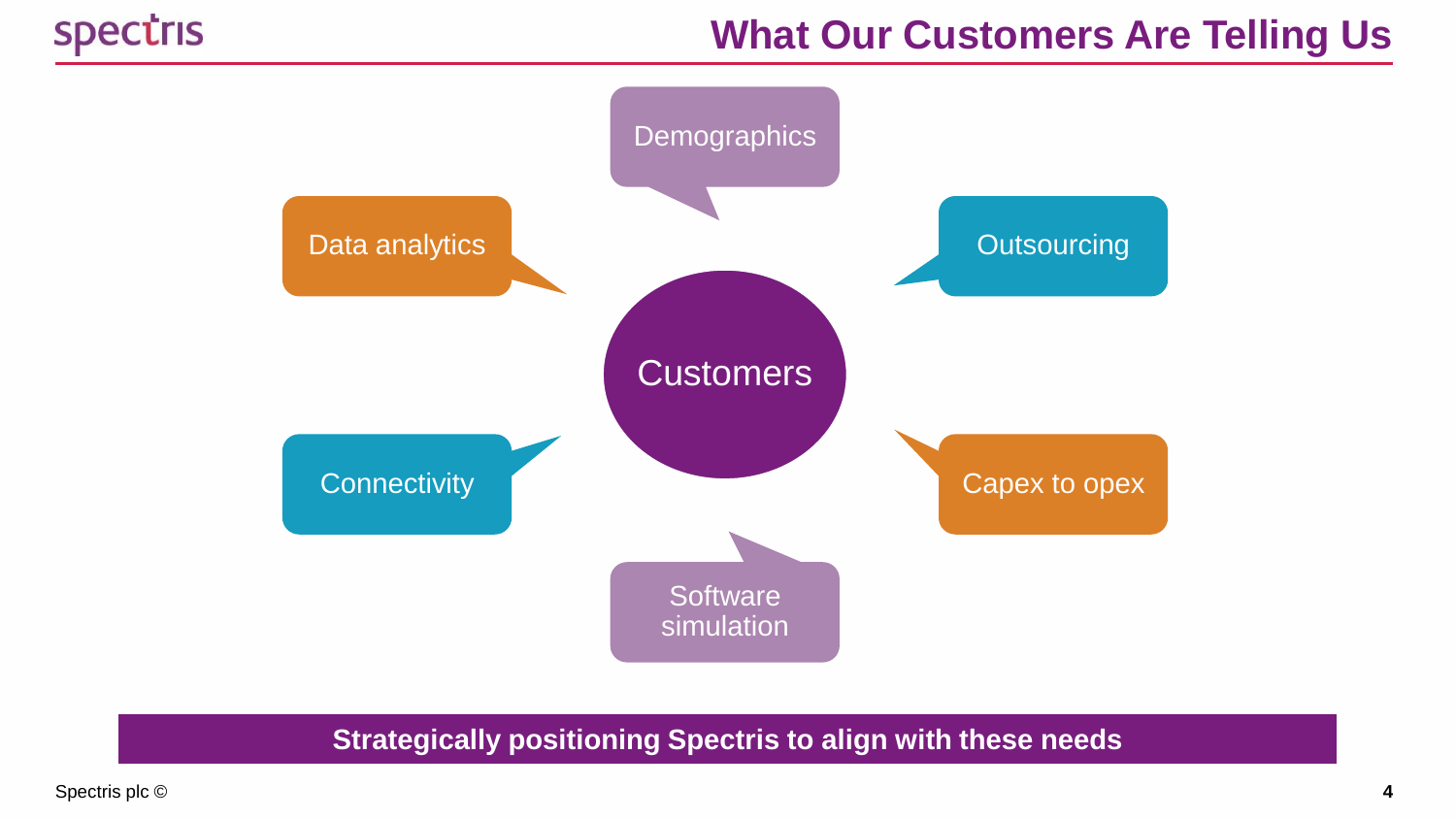# What Our Customers Are Telling Us

- Customers
  - Demographics
  - Outsourcing
  - Capex to opex
  - Software simulation
  - Connectivity
  - Data analytics

**Strategically positioning Spectris to align with these needs**

Spectris plc ©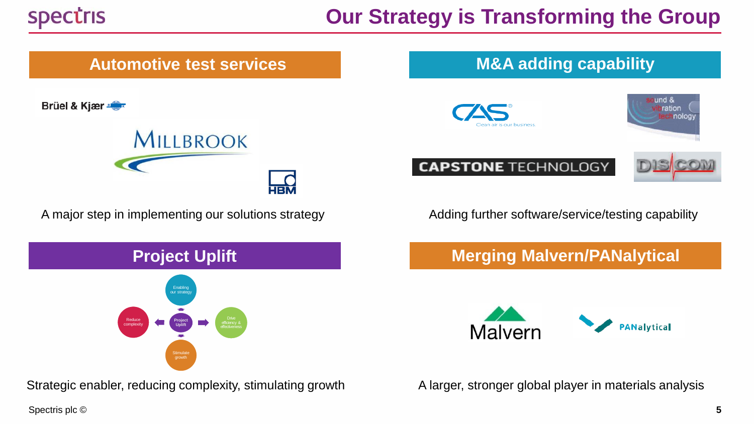# Our Strategy is Transforming the Group

## Automotive test services

Brüel & Kjær

MILLBROOK

HBM

A major step in implementing our solutions strategy

## M&A adding capability

CAS – Clean air is our business.

sound & vibration technology

CAPSTONE TECHNOLOGY

DISCOM

Adding further software/service/testing capability

## Project Uplift

- Enabling our strategy
- Reduce complexity
- Project Uplift
- Drive efficiency & effectiveness
- Stimulate growth

Strategic enabler, reducing complexity, stimulating growth

## Merging Malvern/PANalytical

Malvern

PANalytical

A larger, stronger global player in materials analysis

Spectris plc ©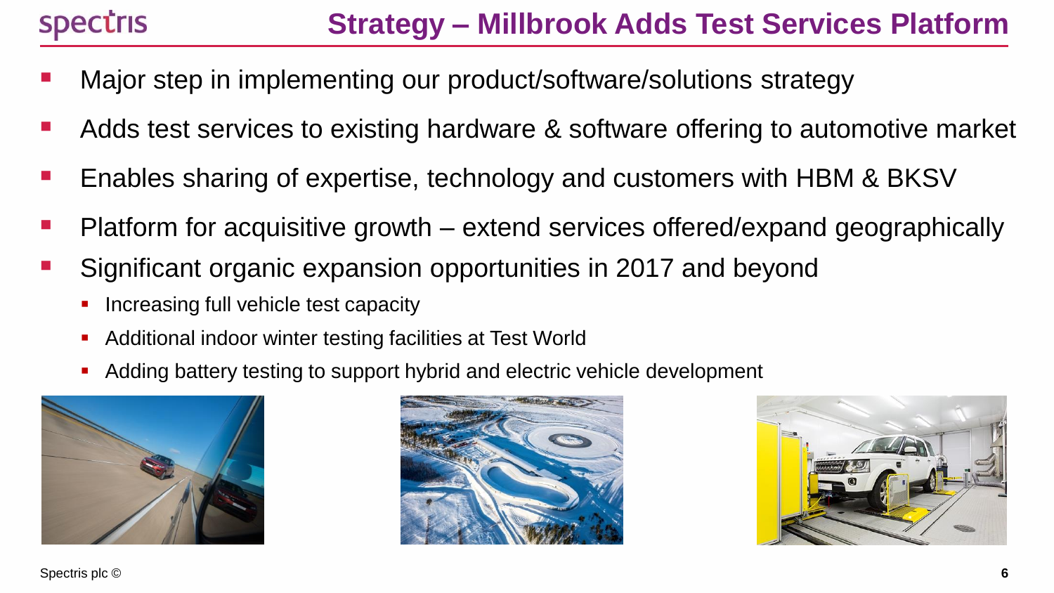# Strategy – Millbrook Adds Test Services Platform

- Major step in implementing our product/software/solutions strategy
- Adds test services to existing hardware & software offering to automotive market
- Enables sharing of expertise, technology and customers with HBM & BKSV
- Platform for acquisitive growth – extend services offered/expand geographically
- Significant organic expansion opportunities in 2017 and beyond
  - Increasing full vehicle test capacity
  - Additional indoor winter testing facilities at Test World
  - Adding battery testing to support hybrid and electric vehicle development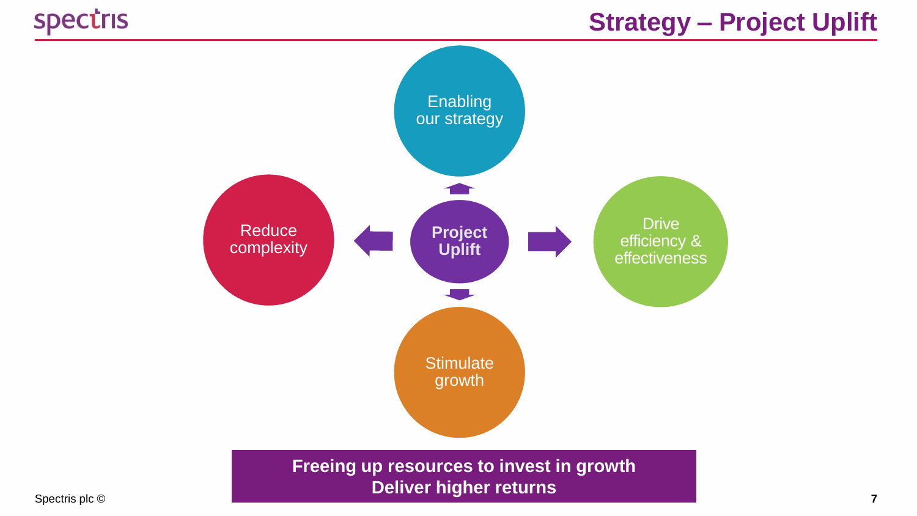# Strategy – Project Uplift

**Project Uplift**

- Enabling our strategy
- Drive efficiency & effectiveness
- Stimulate growth
- Reduce complexity

**Freeing up resources to invest in growth**
**Deliver higher returns**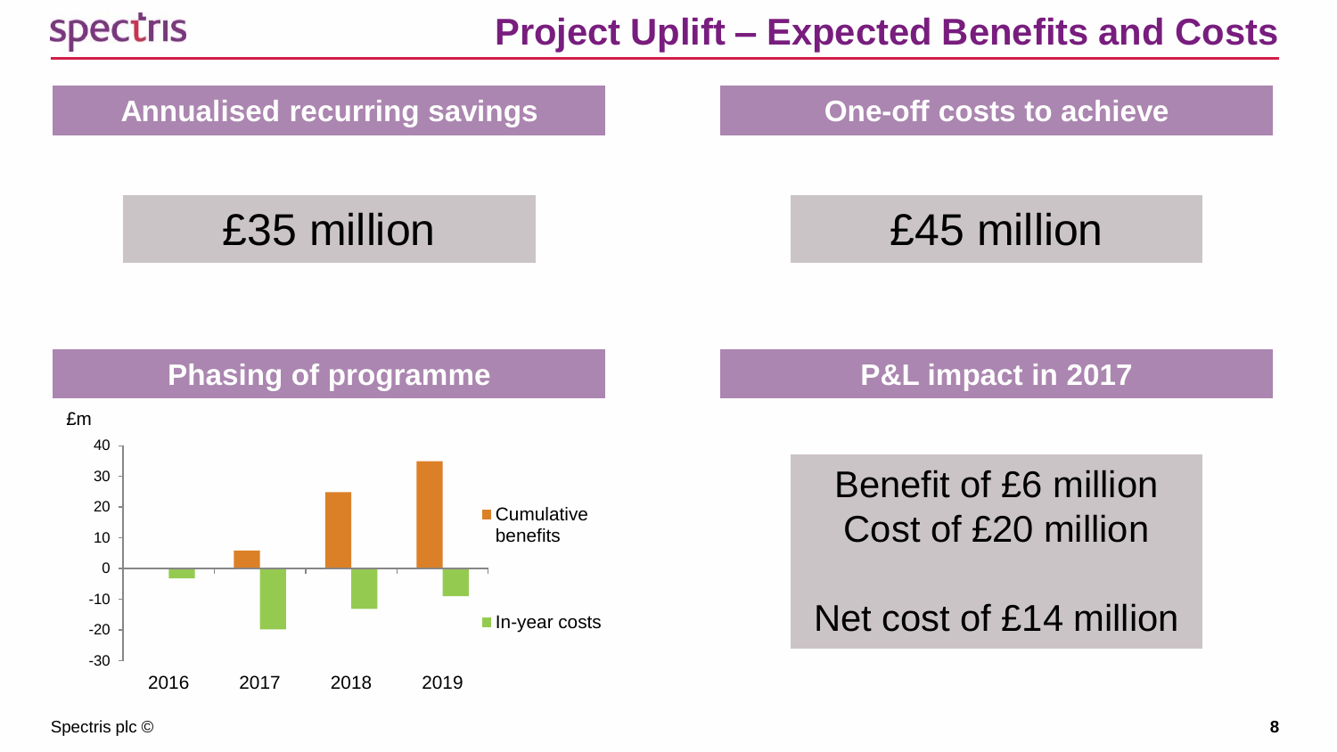# Project Uplift – Expected Benefits and Costs

## Annualised recurring savings

£35 million

## One-off costs to achieve

£45 million

## Phasing of programme

£m

| Year | Cumulative benefits | In-year costs |
|---|---|---|
| 2016 | | -3 |
| 2017 | 6 | -20 |
| 2018 | 25 | -13 |
| 2019 | 35 | -9 |

## P&L impact in 2017

Benefit of £6 million
Cost of £20 million

Net cost of £14 million

Spectris plc ©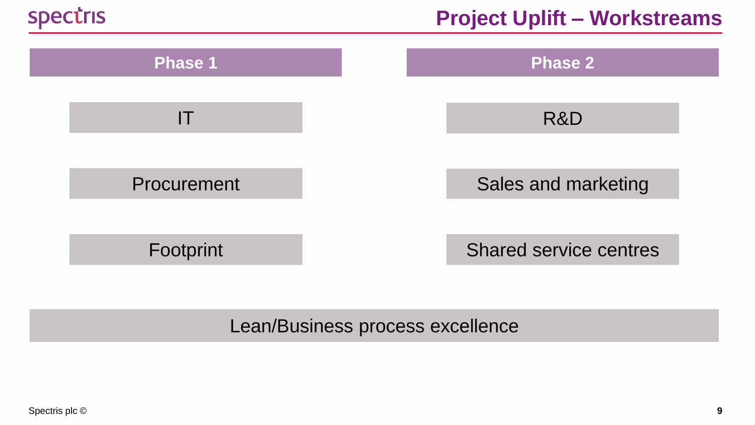# Project Uplift – Workstreams

| Phase 1 | Phase 2 |
| --- | --- |
| IT | R&D |
| Procurement | Sales and marketing |
| Footprint | Shared service centres |

Lean/Business process excellence

Spectris plc ©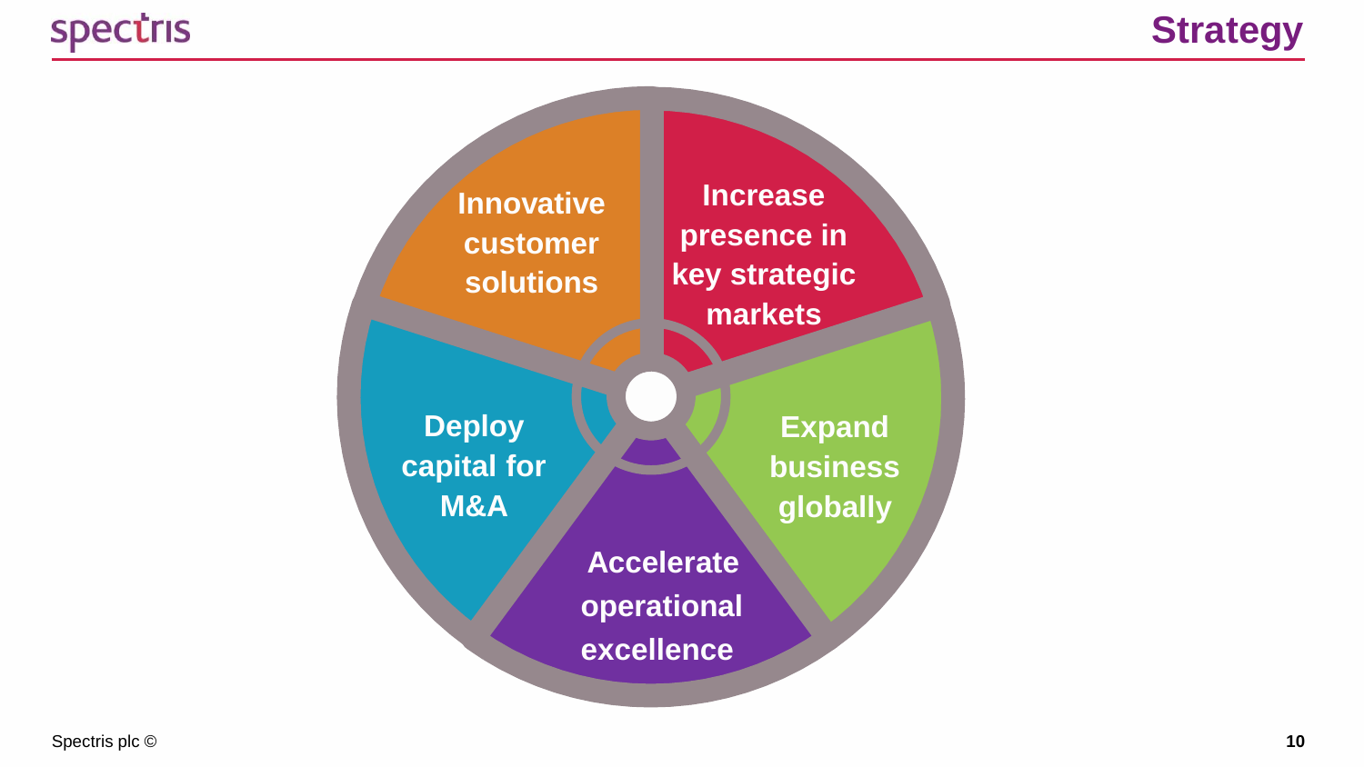# Strategy

- Innovative customer solutions
- Increase presence in key strategic markets
- Expand business globally
- Accelerate operational excellence
- Deploy capital for M&A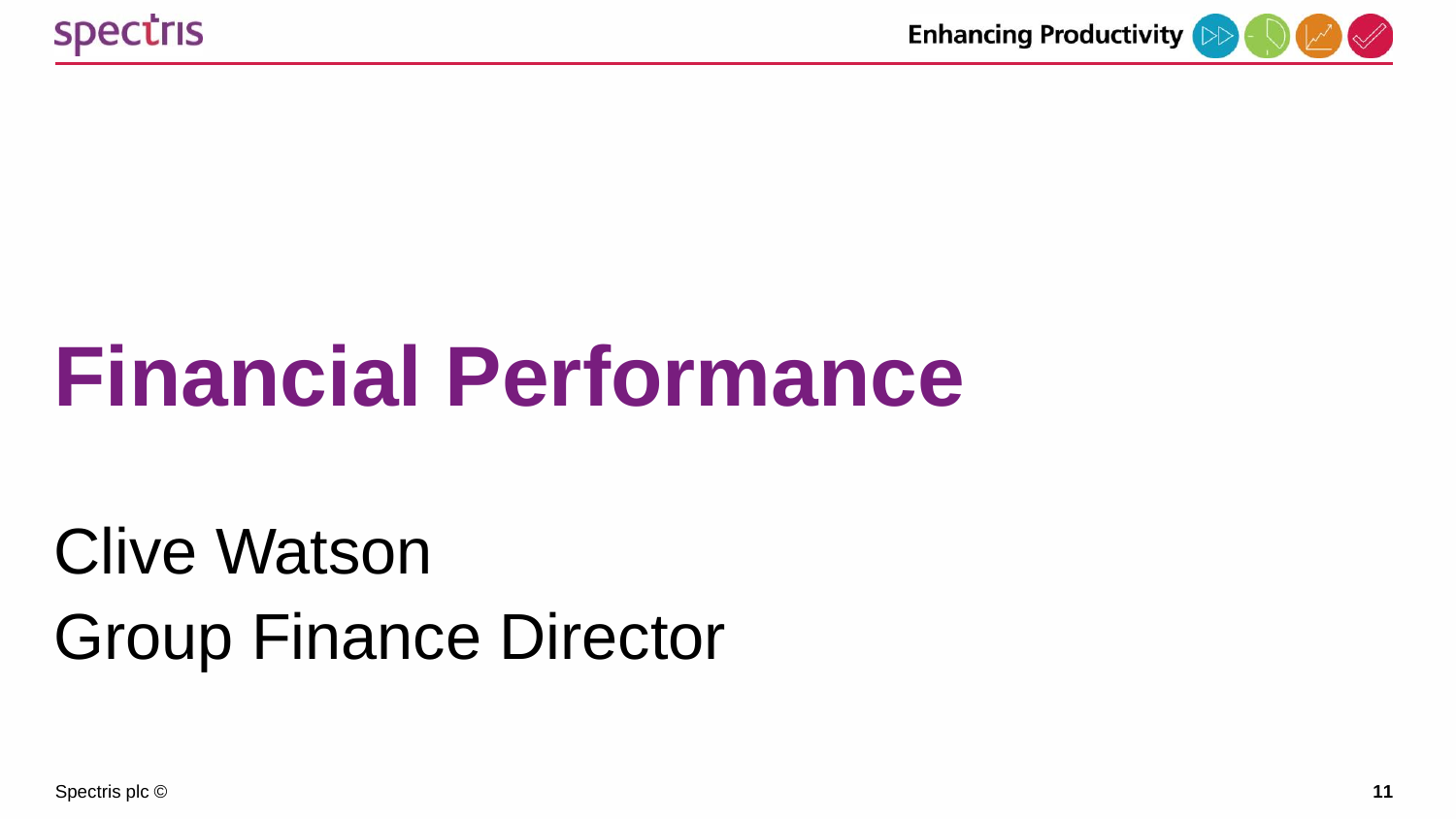# Financial Performance

Clive Watson

Group Finance Director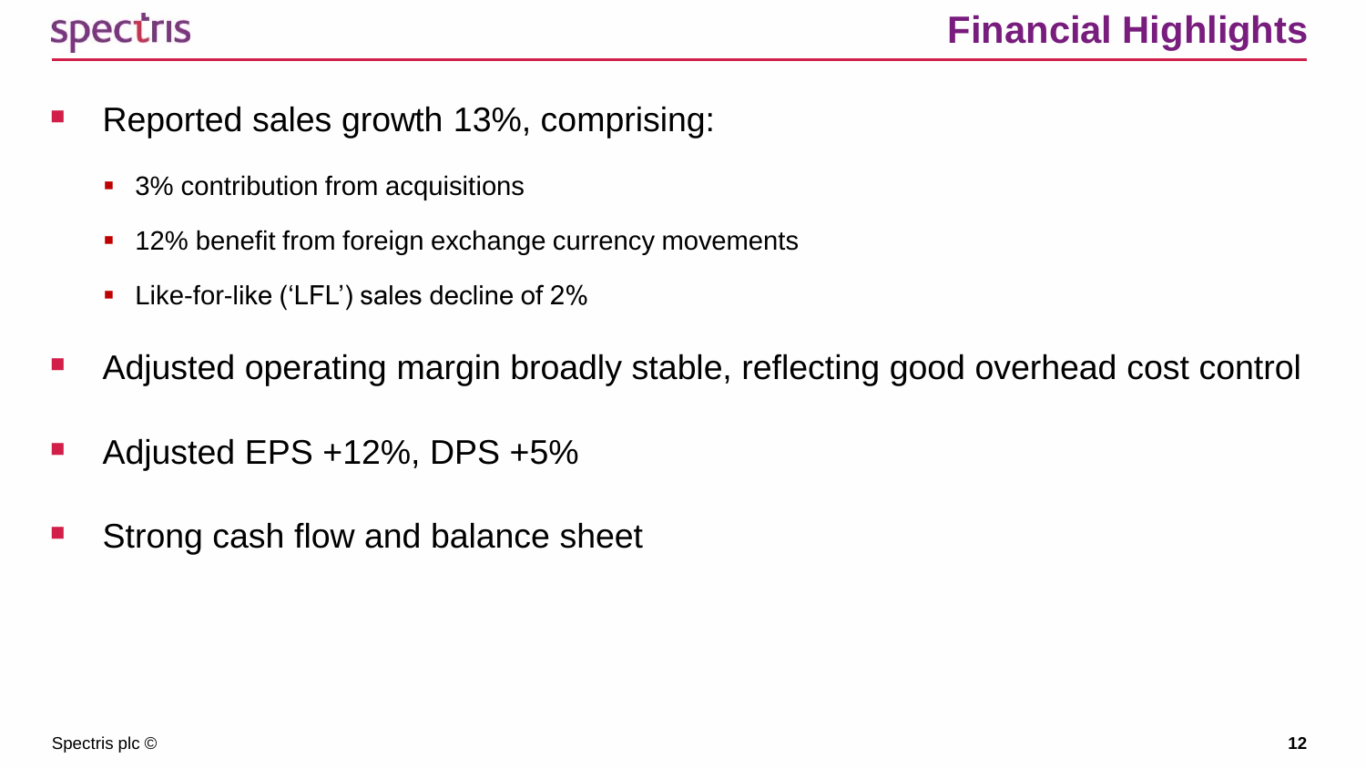# Financial Highlights

- Reported sales growth 13%, comprising:
  - 3% contribution from acquisitions
  - 12% benefit from foreign exchange currency movements
  - Like-for-like ('LFL') sales decline of 2%
- Adjusted operating margin broadly stable, reflecting good overhead cost control
- Adjusted EPS +12%, DPS +5%
- Strong cash flow and balance sheet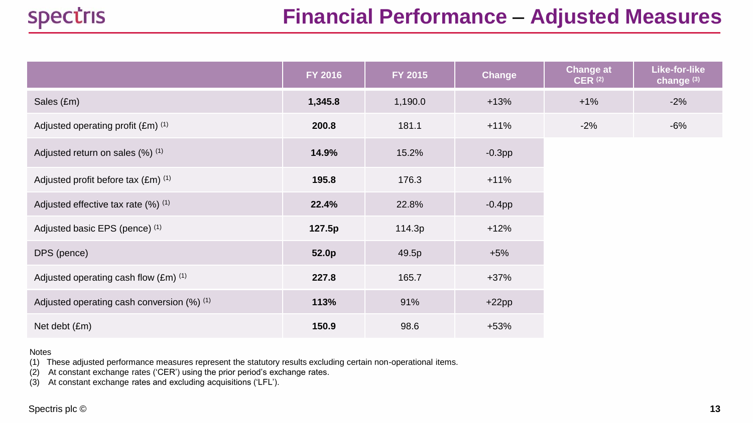# Financial Performance – Adjusted Measures

| | FY 2016 | FY 2015 | Change | Change at CER [2] | Like-for-like change [3] |
|---|---|---|---|---|---|
| Sales (£m) | **1,345.8** | 1,190.0 | +13% | +1% | -2% |
| Adjusted operating profit (£m) [1] | **200.8** | 181.1 | +11% | -2% | -6% |
| Adjusted return on sales (%) [1] | **14.9%** | 15.2% | -0.3pp | | |
| Adjusted profit before tax (£m) [1] | **195.8** | 176.3 | +11% | | |
| Adjusted effective tax rate (%) [1] | **22.4%** | 22.8% | -0.4pp | | |
| Adjusted basic EPS (pence) [1] | **127.5p** | 114.3p | +12% | | |
| DPS (pence) | **52.0p** | 49.5p | +5% | | |
| Adjusted operating cash flow (£m) [1] | **227.8** | 165.7 | +37% | | |
| Adjusted operating cash conversion (%) [1] | **113%** | 91% | +22pp | | |
| Net debt (£m) | **150.9** | 98.6 | +53% | | |

Notes

(1) These adjusted performance measures represent the statutory results excluding certain non-operational items.

(2) At constant exchange rates ('CER') using the prior period's exchange rates.

(3) At constant exchange rates and excluding acquisitions ('LFL').

Spectris plc ©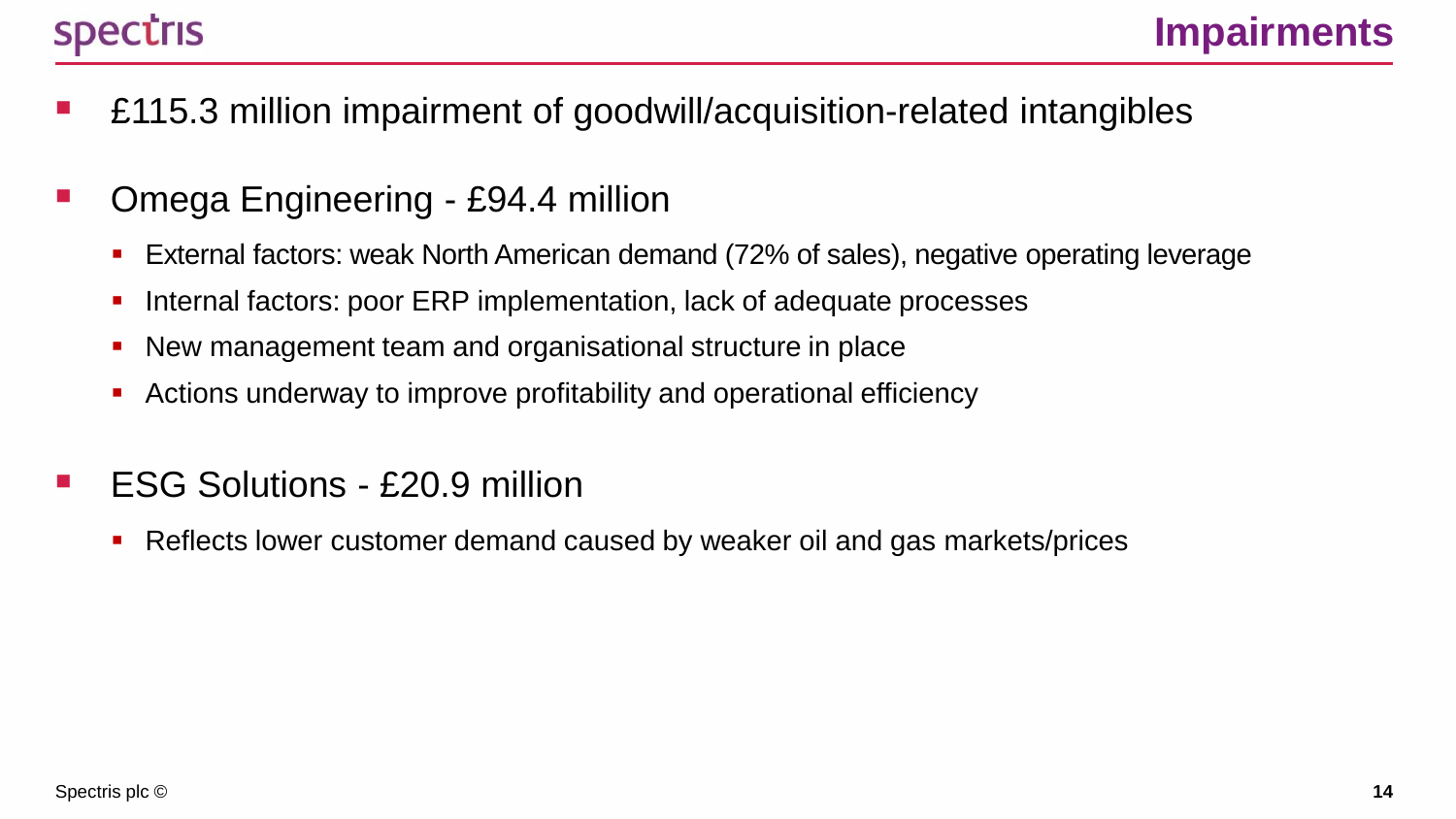# Impairments

- £115.3 million impairment of goodwill/acquisition-related intangibles
- Omega Engineering - £94.4 million
  - External factors: weak North American demand (72% of sales), negative operating leverage
  - Internal factors: poor ERP implementation, lack of adequate processes
  - New management team and organisational structure in place
  - Actions underway to improve profitability and operational efficiency
- ESG Solutions - £20.9 million
  - Reflects lower customer demand caused by weaker oil and gas markets/prices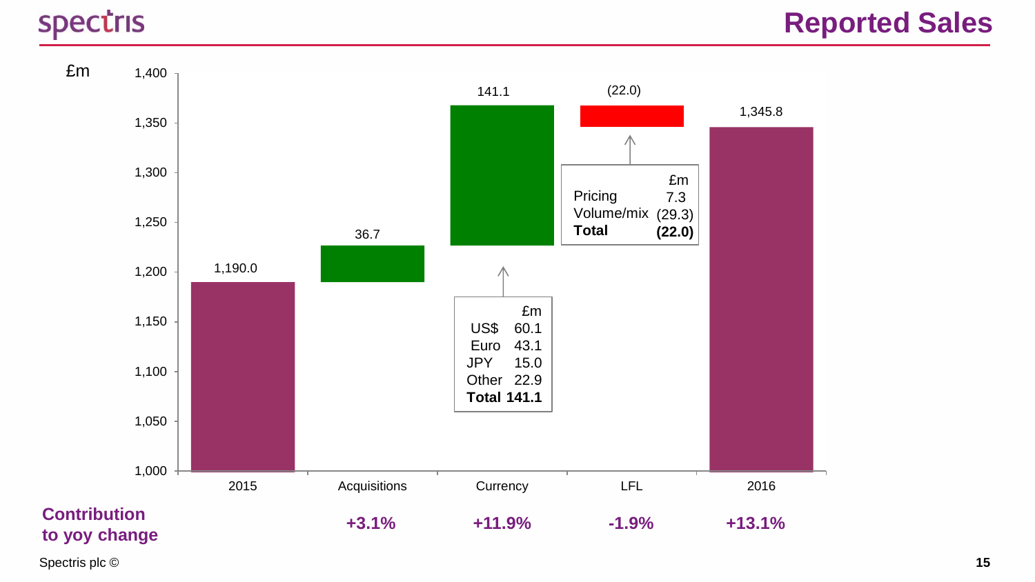# Reported Sales

£m

| | 2015 | Acquisitions | Currency | LFL | 2016 |
|---|---|---|---|---|---|
| £m | 1,190.0 | 36.7 | 141.1 | (22.0) | 1,345.8 |
| **Contribution to yoy change** | | **+3.1%** | **+11.9%** | **-1.9%** | **+13.1%** |

**Currency breakdown**

| | £m |
|---|---|
| US$ | 60.1 |
| Euro | 43.1 |
| JPY | 15.0 |
| Other | 22.9 |
| **Total** | **141.1** |

**LFL breakdown**

| | £m |
|---|---|
| Pricing | 7.3 |
| Volume/mix | (29.3) |
| **Total** | **(22.0)** |

Spectris plc ©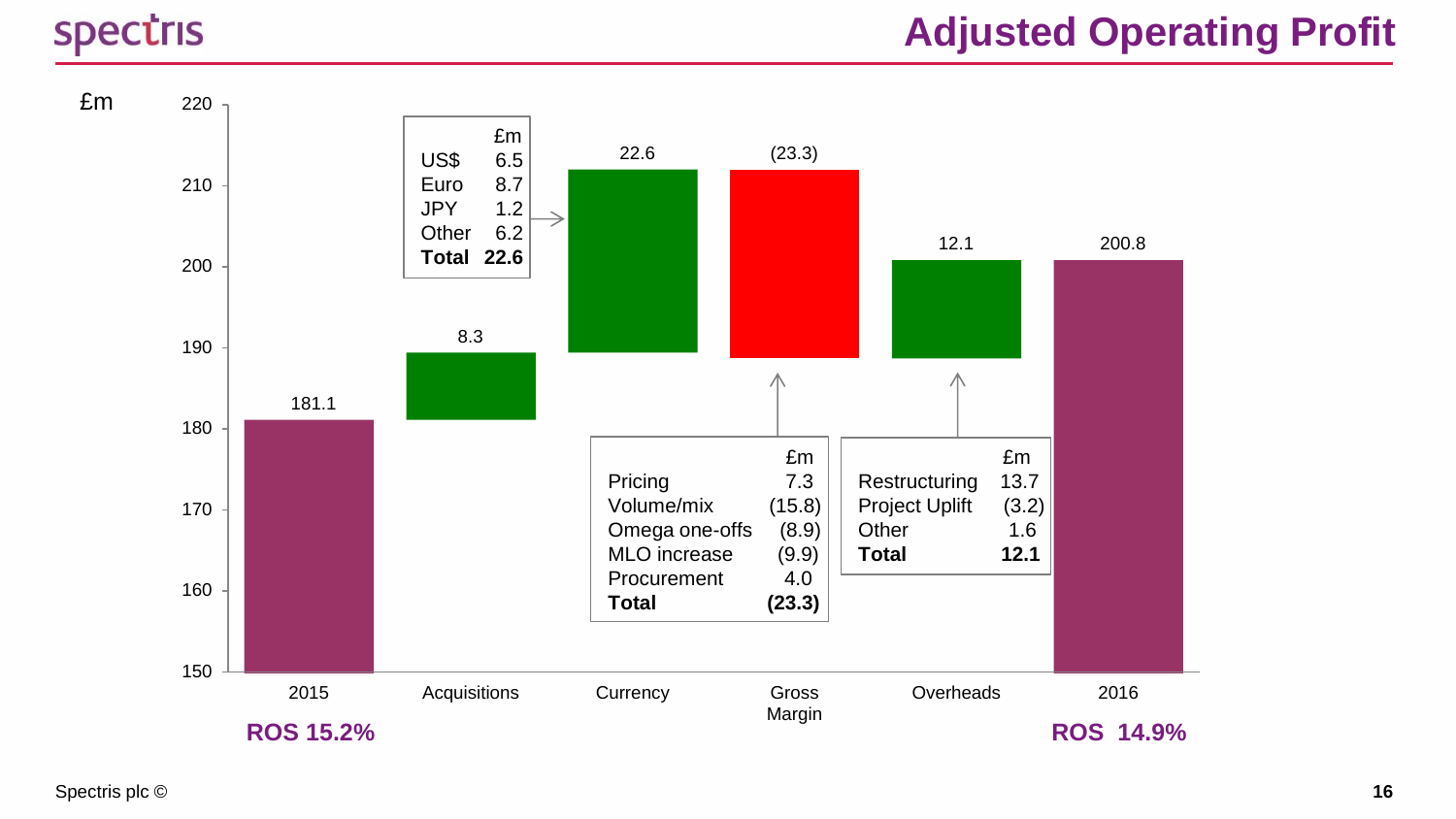# Adjusted Operating Profit

£m

| | 2015 | Acquisitions | Currency | Gross Margin | Overheads | 2016 |
|---|---|---|---|---|---|---|
| £m | 181.1 | 8.3 | 22.6 | (23.3) | 12.1 | 200.8 |

ROS 15.2% (2015)

ROS 14.9% (2016)

**Currency**

| | £m |
|---|---|
| US$ | 6.5 |
| Euro | 8.7 |
| JPY | 1.2 |
| Other | 6.2 |
| **Total** | **22.6** |

**Gross Margin**

| | £m |
|---|---|
| Pricing | 7.3 |
| Volume/mix | (15.8) |
| Omega one-offs | (8.9) |
| MLO increase | (9.9) |
| Procurement | 4.0 |
| **Total** | **(23.3)** |

**Overheads**

| | £m |
|---|---|
| Restructuring | 13.7 |
| Project Uplift | (3.2) |
| Other | 1.6 |
| **Total** | **12.1** |

Spectris plc ©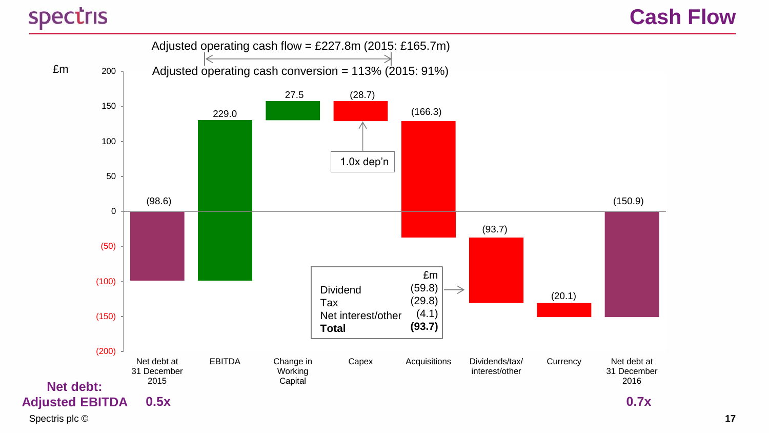# Cash Flow

Adjusted operating cash flow = £227.8m (2015: £165.7m)

Adjusted operating cash conversion = 113% (2015: 91%)

| £m | Net debt at 31 December 2015 | EBITDA | Change in Working Capital | Capex | Acquisitions | Dividends/tax/interest/other | Currency | Net debt at 31 December 2016 |
|---|---|---|---|---|---|---|---|---|
| Value | (98.6) | 229.0 | 27.5 | (28.7) | (166.3) | (93.7) | (20.1) | (150.9) |

Capex: 1.0x dep'n

| | £m |
|---|---|
| Dividend | (59.8) |
| Tax | (29.8) |
| Net interest/other | (4.1) |
| **Total** | **(93.7)** |

**Net debt: Adjusted EBITDA**

| | 2015 | 2016 |
|---|---|---|
| Net debt: Adjusted EBITDA | 0.5x | 0.7x |

Spectris plc ©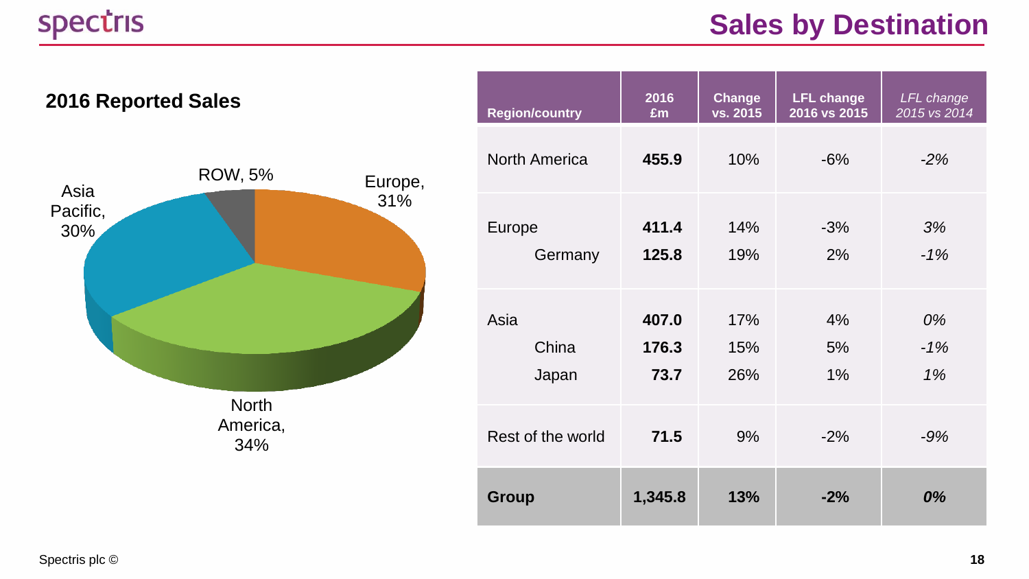# Sales by Destination

## 2016 Reported Sales

ROW, 5%
Europe, 31%
Asia Pacific, 30%
North America, 34%

| Region/country | 2016 £m | Change vs. 2015 | LFL change 2016 vs 2015 | *LFL change 2015 vs 2014* |
|---|---|---|---|---|
| North America | **455.9** | 10% | -6% | *-2%* |
| Europe | **411.4** | 14% | -3% | *3%* |
| Germany | **125.8** | 19% | 2% | *-1%* |
| Asia | **407.0** | 17% | 4% | *0%* |
| China | **176.3** | 15% | 5% | *-1%* |
| Japan | **73.7** | 26% | 1% | *1%* |
| Rest of the world | **71.5** | 9% | -2% | *-9%* |
| **Group** | **1,345.8** | **13%** | **-2%** | ***0%*** |

Spectris plc ©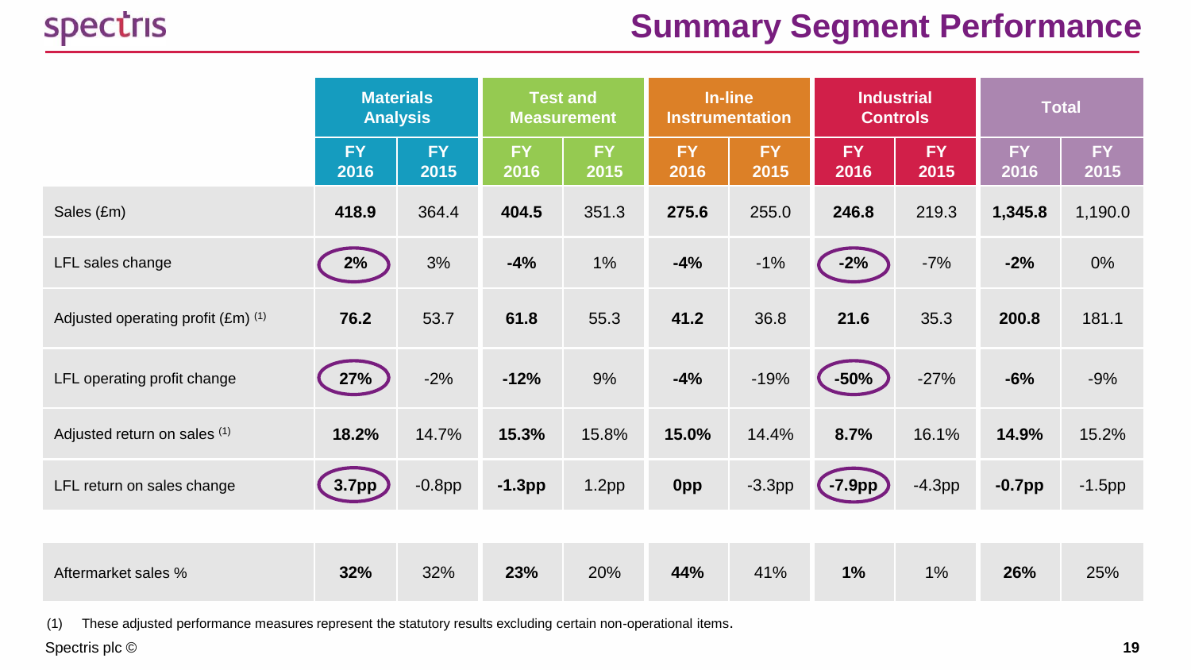# Summary Segment Performance

| | Materials Analysis | | Test and Measurement | | In-line Instrumentation | | Industrial Controls | | Total | |
|---|---|---|---|---|---|---|---|---|---|---|
| | FY 2016 | FY 2015 | FY 2016 | FY 2015 | FY 2016 | FY 2015 | FY 2016 | FY 2015 | FY 2016 | FY 2015 |
| Sales (£m) | **418.9** | 364.4 | **404.5** | 351.3 | **275.6** | 255.0 | **246.8** | 219.3 | **1,345.8** | 1,190.0 |
| LFL sales change | **2%** | 3% | **-4%** | 1% | **-4%** | -1% | **-2%** | -7% | **-2%** | 0% |
| Adjusted operating profit (£m) [(1)] | **76.2** | 53.7 | **61.8** | 55.3 | **41.2** | 36.8 | **21.6** | 35.3 | **200.8** | 181.1 |
| LFL operating profit change | **27%** | -2% | **-12%** | 9% | **-4%** | -19% | **-50%** | -27% | **-6%** | -9% |
| Adjusted return on sales [(1)] | **18.2%** | 14.7% | **15.3%** | 15.8% | **15.0%** | 14.4% | **8.7%** | 16.1% | **14.9%** | 15.2% |
| LFL return on sales change | **3.7pp** | -0.8pp | **-1.3pp** | 1.2pp | **0pp** | -3.3pp | **-7.9pp** | -4.3pp | **-0.7pp** | -1.5pp |
| Aftermarket sales % | **32%** | 32% | **23%** | 20% | **44%** | 41% | **1%** | 1% | **26%** | 25% |

(1) These adjusted performance measures represent the statutory results excluding certain non-operational items.

Spectris plc ©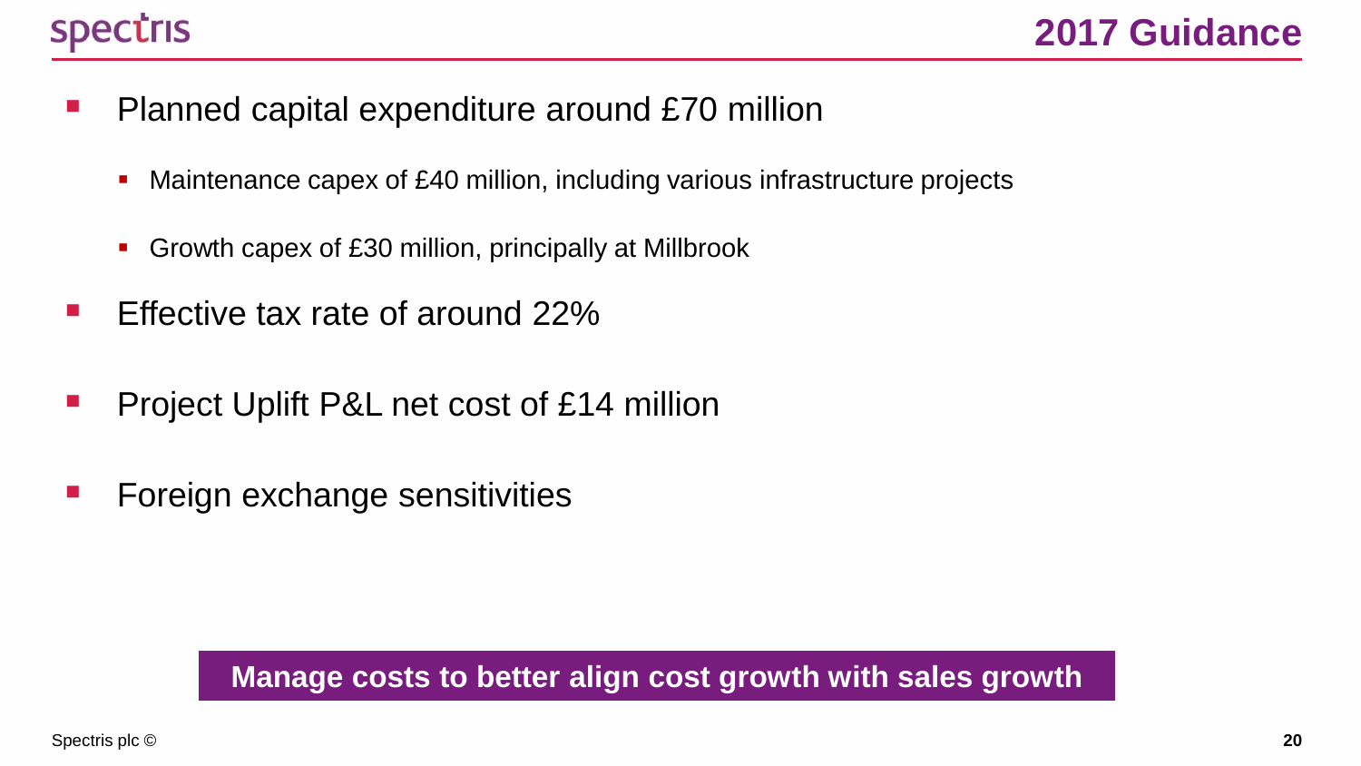# 2017 Guidance

- Planned capital expenditure around £70 million
  - Maintenance capex of £40 million, including various infrastructure projects
  - Growth capex of £30 million, principally at Millbrook
- Effective tax rate of around 22%
- Project Uplift P&L net cost of £14 million
- Foreign exchange sensitivities

**Manage costs to better align cost growth with sales growth**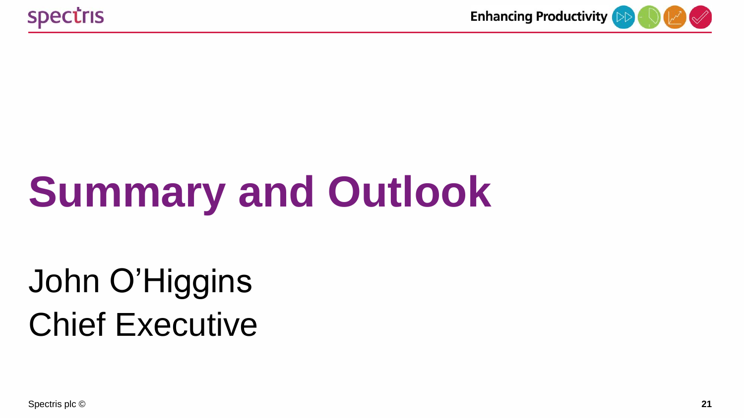# Summary and Outlook

John O'Higgins

Chief Executive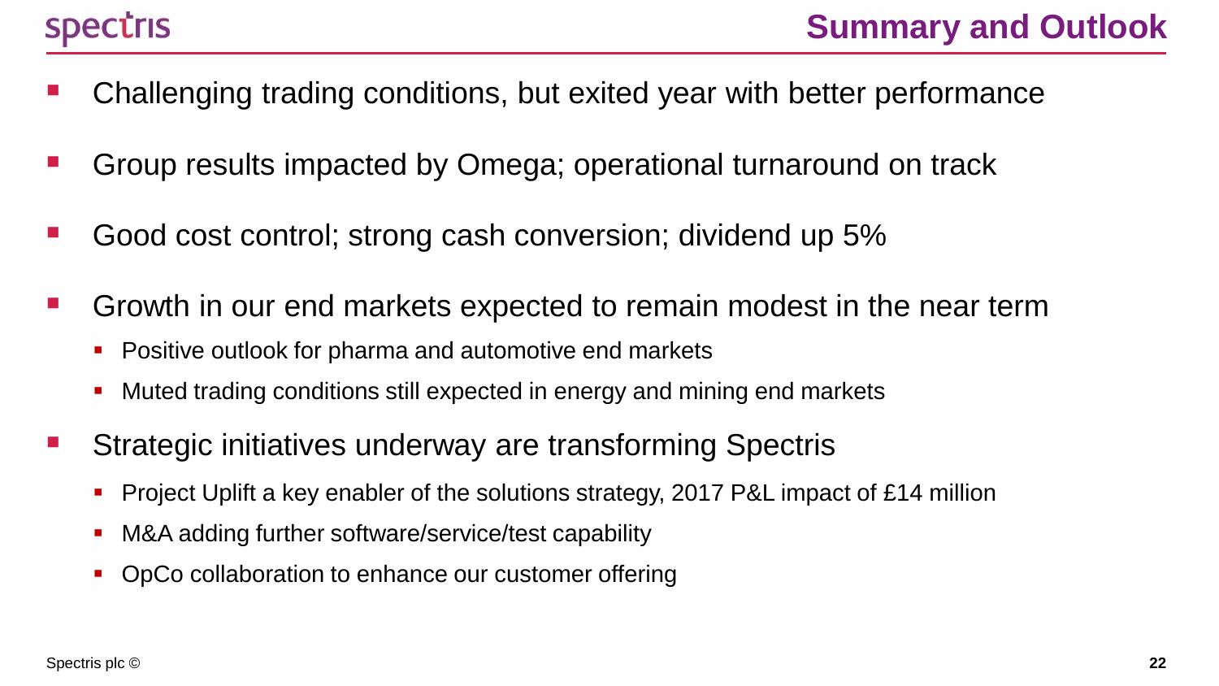# Summary and Outlook

- Challenging trading conditions, but exited year with better performance
- Group results impacted by Omega; operational turnaround on track
- Good cost control; strong cash conversion; dividend up 5%
- Growth in our end markets expected to remain modest in the near term
  - Positive outlook for pharma and automotive end markets
  - Muted trading conditions still expected in energy and mining end markets
- Strategic initiatives underway are transforming Spectris
  - Project Uplift a key enabler of the solutions strategy, 2017 P&L impact of £14 million
  - M&A adding further software/service/test capability
  - OpCo collaboration to enhance our customer offering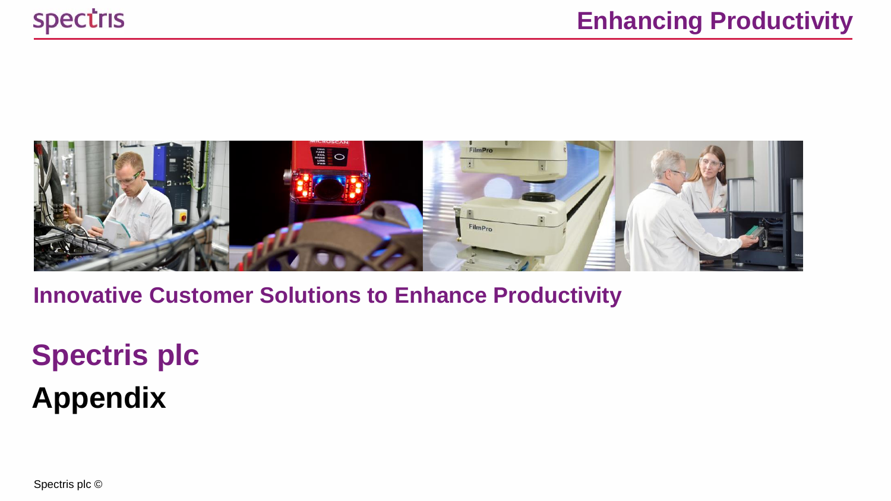Innovative Customer Solutions to Enhance Productivity

# Spectris plc

# Appendix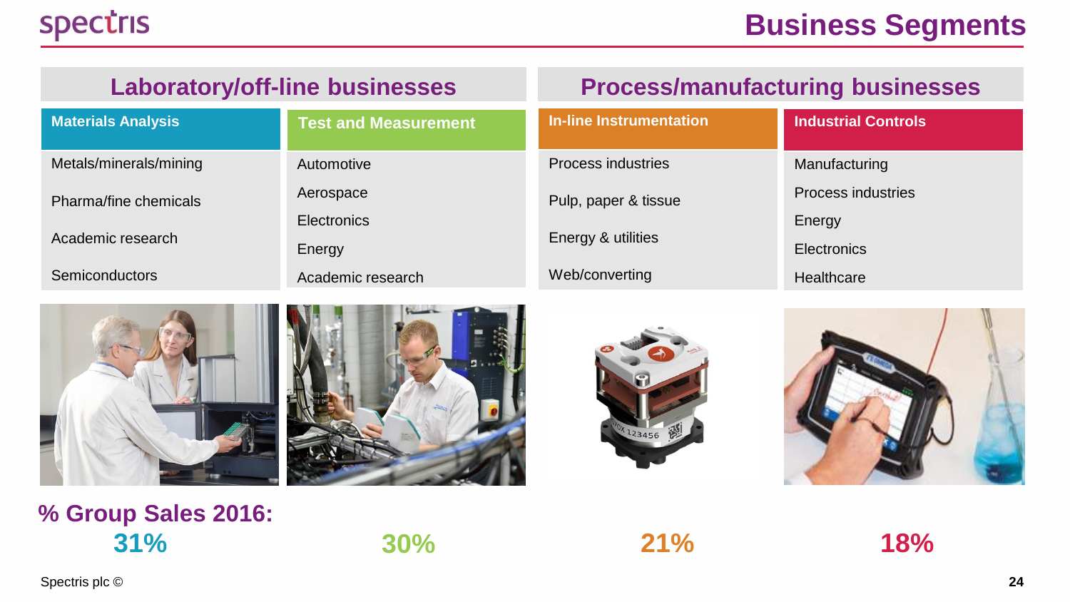# Business Segments

## Laboratory/off-line businesses

| Materials Analysis | Test and Measurement |
| --- | --- |
| Metals/minerals/mining | Automotive |
| Pharma/fine chemicals | Aerospace |
| Academic research | Electronics |
| Semiconductors | Energy |
| | Academic research |

## Process/manufacturing businesses

| In-line Instrumentation | Industrial Controls |
| --- | --- |
| Process industries | Manufacturing |
| Pulp, paper & tissue | Process industries |
| Energy & utilities | Energy |
| Web/converting | Electronics |
| | Healthcare |

**% Group Sales 2016:**

| Materials Analysis | Test and Measurement | In-line Instrumentation | Industrial Controls |
| --- | --- | --- | --- |
| 31% | 30% | 21% | 18% |

Spectris plc ©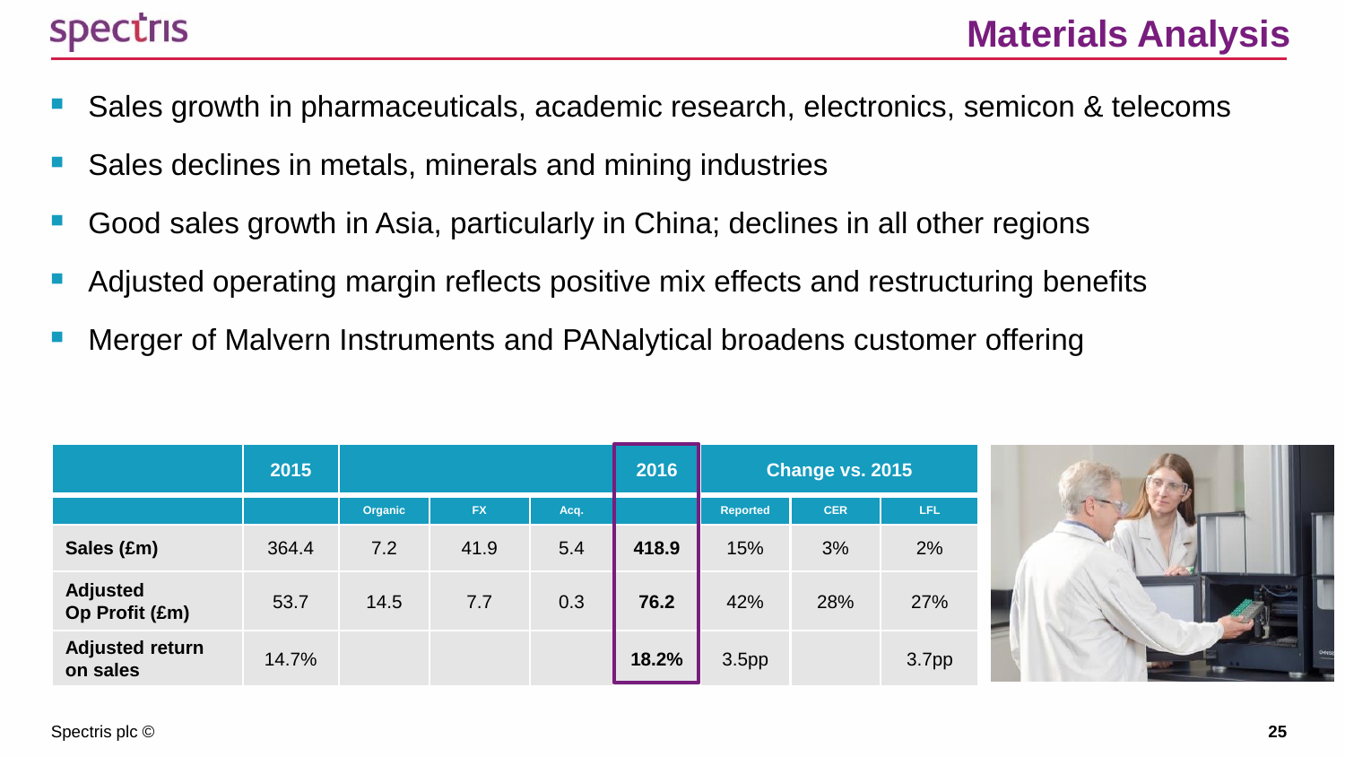# Materials Analysis

- Sales growth in pharmaceuticals, academic research, electronics, semicon & telecoms
- Sales declines in metals, minerals and mining industries
- Good sales growth in Asia, particularly in China; declines in all other regions
- Adjusted operating margin reflects positive mix effects and restructuring benefits
- Merger of Malvern Instruments and PANalytical broadens customer offering

| | 2015 | | | | 2016 | Change vs. 2015 | | |
|---|---|---|---|---|---|---|---|---|
| | | Organic | FX | Acq. | | Reported | CER | LFL |
| **Sales (£m)** | 364.4 | 7.2 | 41.9 | 5.4 | **418.9** | 15% | 3% | 2% |
| **Adjusted Op Profit (£m)** | 53.7 | 14.5 | 7.7 | 0.3 | **76.2** | 42% | 28% | 27% |
| **Adjusted return on sales** | 14.7% | | | | **18.2%** | 3.5pp | | 3.7pp |

Spectris plc ©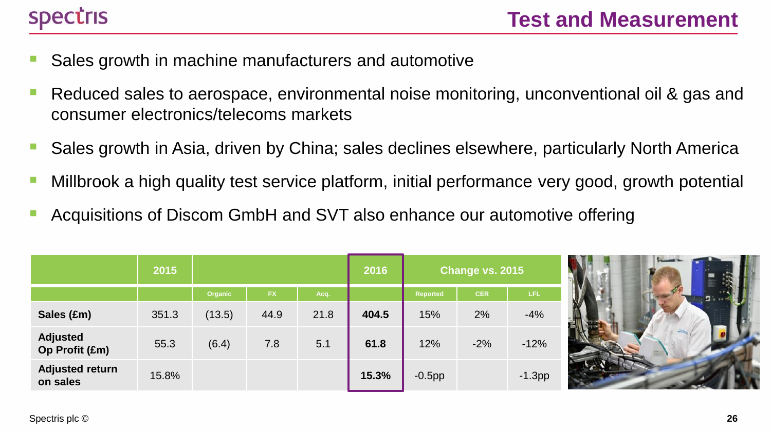# Test and Measurement

- Sales growth in machine manufacturers and automotive
- Reduced sales to aerospace, environmental noise monitoring, unconventional oil & gas and consumer electronics/telecoms markets
- Sales growth in Asia, driven by China; sales declines elsewhere, particularly North America
- Millbrook a high quality test service platform, initial performance very good, growth potential
- Acquisitions of Discom GmbH and SVT also enhance our automotive offering

| | 2015 | | | | 2016 | Change vs. 2015 | | |
|---|---|---|---|---|---|---|---|---|
| | | Organic | FX | Acq. | | Reported | CER | LFL |
| **Sales (£m)** | 351.3 | (13.5) | 44.9 | 21.8 | **404.5** | 15% | 2% | -4% |
| **Adjusted Op Profit (£m)** | 55.3 | (6.4) | 7.8 | 5.1 | **61.8** | 12% | -2% | -12% |
| **Adjusted return on sales** | 15.8% | | | | **15.3%** | -0.5pp | | -1.3pp |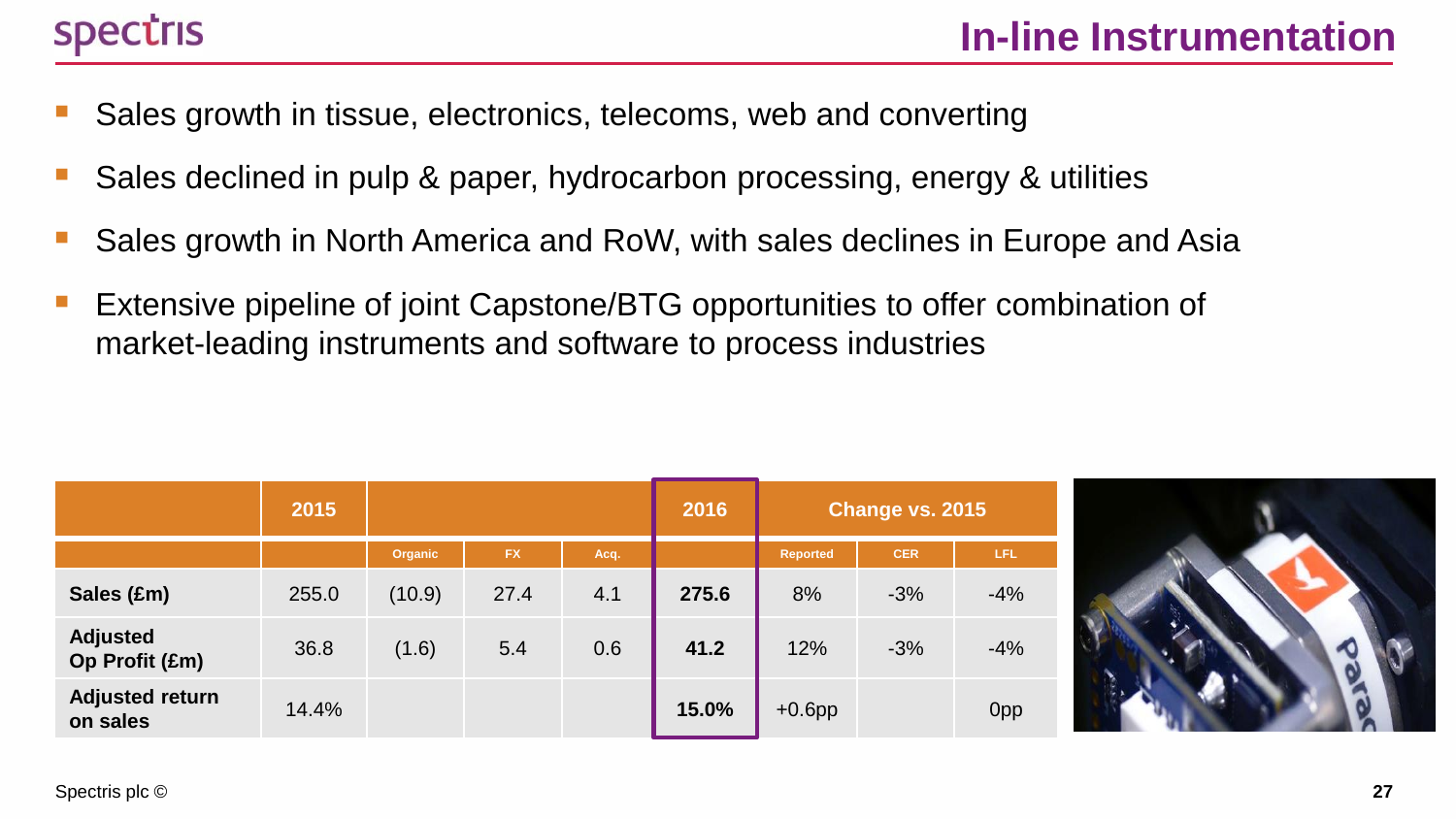# In-line Instrumentation

- Sales growth in tissue, electronics, telecoms, web and converting
- Sales declined in pulp & paper, hydrocarbon processing, energy & utilities
- Sales growth in North America and RoW, with sales declines in Europe and Asia
- Extensive pipeline of joint Capstone/BTG opportunities to offer combination of market-leading instruments and software to process industries

| | 2015 | | | | 2016 | Change vs. 2015 | | |
|---|---|---|---|---|---|---|---|---|
| | | Organic | FX | Acq. | | Reported | CER | LFL |
| **Sales (£m)** | 255.0 | (10.9) | 27.4 | 4.1 | **275.6** | 8% | -3% | -4% |
| **Adjusted Op Profit (£m)** | 36.8 | (1.6) | 5.4 | 0.6 | **41.2** | 12% | -3% | -4% |
| **Adjusted return on sales** | 14.4% | | | | **15.0%** | +0.6pp | | 0pp |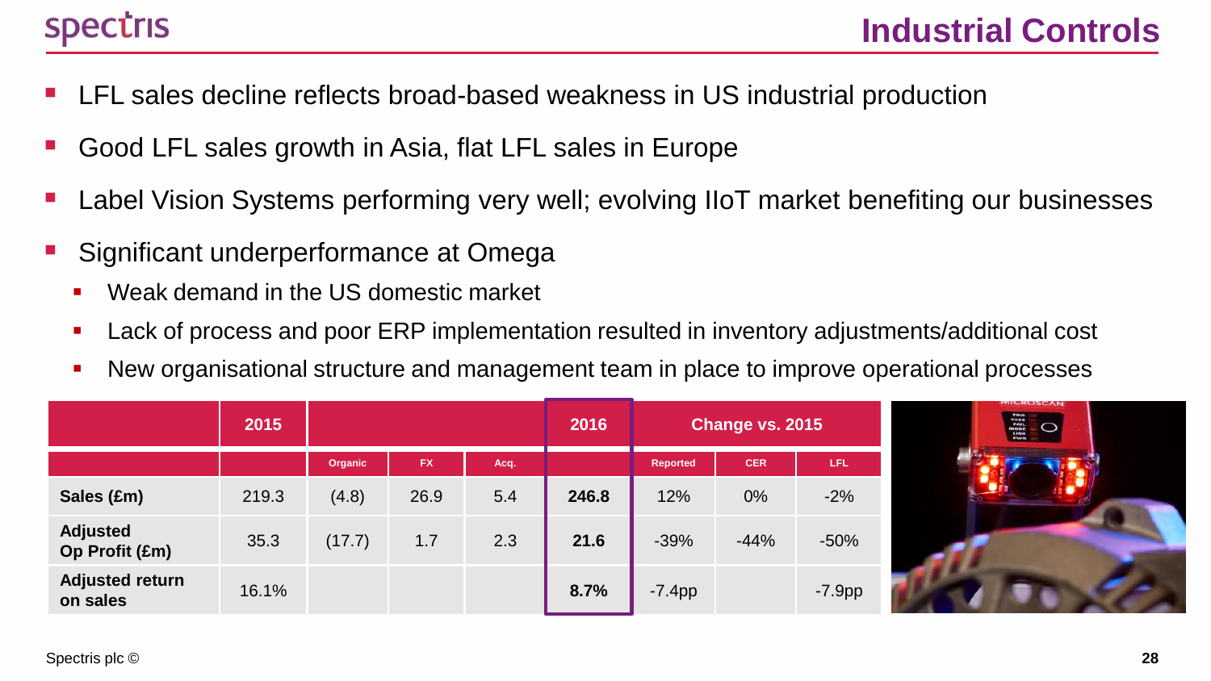# Industrial Controls

- LFL sales decline reflects broad-based weakness in US industrial production
- Good LFL sales growth in Asia, flat LFL sales in Europe
- Label Vision Systems performing very well; evolving IIoT market benefiting our businesses
- Significant underperformance at Omega
  - Weak demand in the US domestic market
  - Lack of process and poor ERP implementation resulted in inventory adjustments/additional cost
  - New organisational structure and management team in place to improve operational processes

| | 2015 | | | | 2016 | Change vs. 2015 | | |
|---|---|---|---|---|---|---|---|---|
| | | Organic | FX | Acq. | | Reported | CER | LFL |
| **Sales (£m)** | 219.3 | (4.8) | 26.9 | 5.4 | **246.8** | 12% | 0% | -2% |
| **Adjusted Op Profit (£m)** | 35.3 | (17.7) | 1.7 | 2.3 | **21.6** | -39% | -44% | -50% |
| **Adjusted return on sales** | 16.1% | | | | **8.7%** | -7.4pp | | -7.9pp |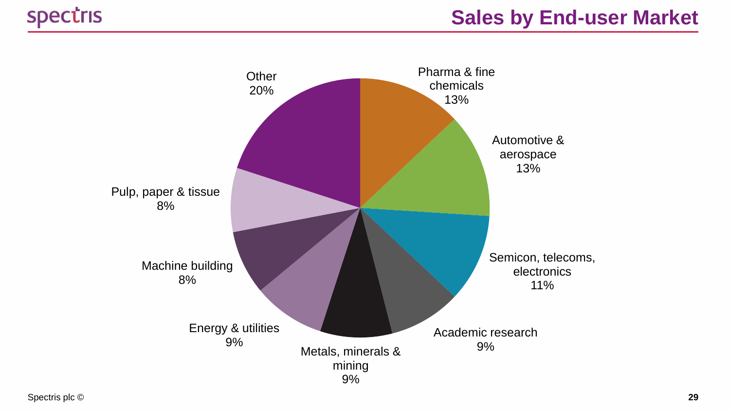# Sales by End-user Market

| End-user Market | Share |
| --- | --- |
| Pharma & fine chemicals | 13% |
| Automotive & aerospace | 13% |
| Semicon, telecoms, electronics | 11% |
| Academic research | 9% |
| Metals, minerals & mining | 9% |
| Energy & utilities | 9% |
| Machine building | 8% |
| Pulp, paper & tissue | 8% |
| Other | 20% |

Spectris plc ©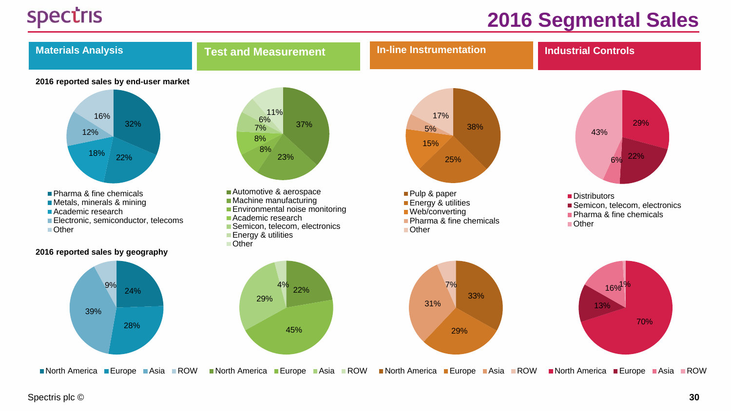# 2016 Segmental Sales

## 2016 reported sales by end-user market

### Materials Analysis

| Market | Share |
|---|---|
| Pharma & fine chemicals | 32% |
| Metals, minerals & mining | 22% |
| Academic research | 18% |
| Electronic, semiconductor, telecoms | 12% |
| Other | 16% |

### Test and Measurement

| Market | Share |
|---|---|
| Automotive & aerospace | 37% |
| Machine manufacturing | 23% |
| Environmental noise monitoring | 8% |
| Academic research | 8% |
| Semicon, telecom, electronics | 7% |
| Energy & utilities | 6% |
| Other | 11% |

### In-line Instrumentation

| Market | Share |
|---|---|
| Pulp & paper | 38% |
| Energy & utilities | 25% |
| Web/converting | 15% |
| Pharma & fine chemicals | 5% |
| Other | 17% |

### Industrial Controls

| Market | Share |
|---|---|
| Distributors | 29% |
| Semicon, telecom, electronics | 22% |
| Pharma & fine chemicals | 6% |
| Other | 43% |

## 2016 reported sales by geography

| Region | Materials Analysis | Test and Measurement | In-line Instrumentation | Industrial Controls |
|---|---|---|---|---|
| North America | 24% | 22% | 33% | 70% |
| Europe | 28% | 45% | 29% | 13% |
| Asia | 39% | 29% | 31% | 16% |
| ROW | 9% | 4% | 7% | 1% |

Spectris plc ©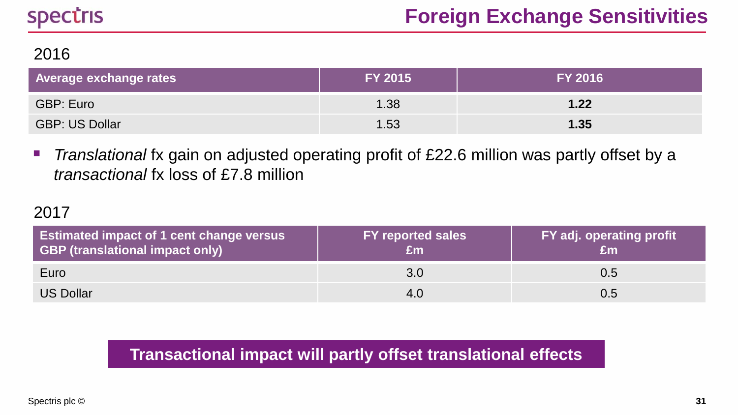# Foreign Exchange Sensitivities

## 2016

| Average exchange rates | FY 2015 | FY 2016 |
|---|---|---|
| GBP: Euro | 1.38 | **1.22** |
| GBP: US Dollar | 1.53 | **1.35** |

- *Translational* fx gain on adjusted operating profit of £22.6 million was partly offset by a *transactional* fx loss of £7.8 million

## 2017

| Estimated impact of 1 cent change versus GBP (translational impact only) | FY reported sales £m | FY adj. operating profit £m |
|---|---|---|
| Euro | 3.0 | 0.5 |
| US Dollar | 4.0 | 0.5 |

**Transactional impact will partly offset translational effects**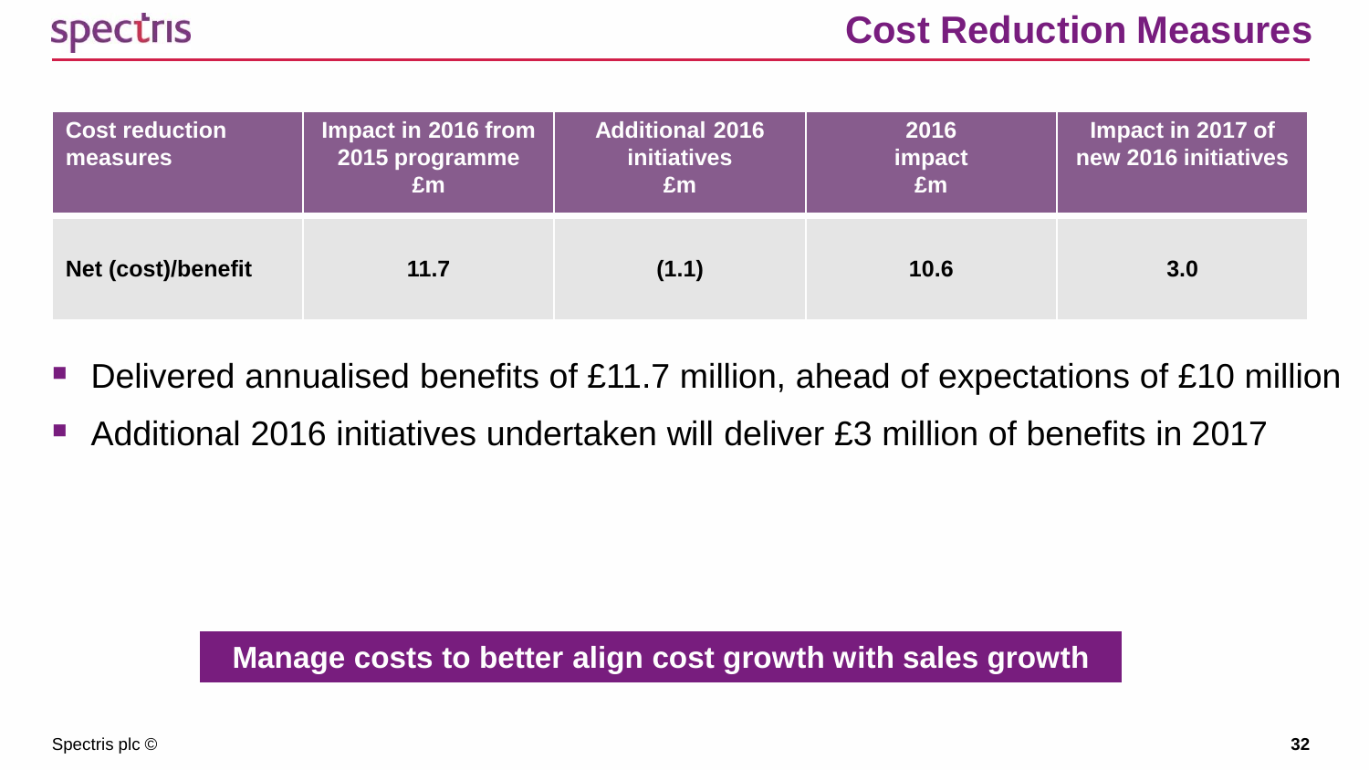# Cost Reduction Measures

| Cost reduction measures | Impact in 2016 from 2015 programme £m | Additional 2016 initiatives £m | 2016 impact £m | Impact in 2017 of new 2016 initiatives |
|---|---|---|---|---|
| **Net (cost)/benefit** | **11.7** | **(1.1)** | **10.6** | **3.0** |

- Delivered annualised benefits of £11.7 million, ahead of expectations of £10 million
- Additional 2016 initiatives undertaken will deliver £3 million of benefits in 2017

**Manage costs to better align cost growth with sales growth**